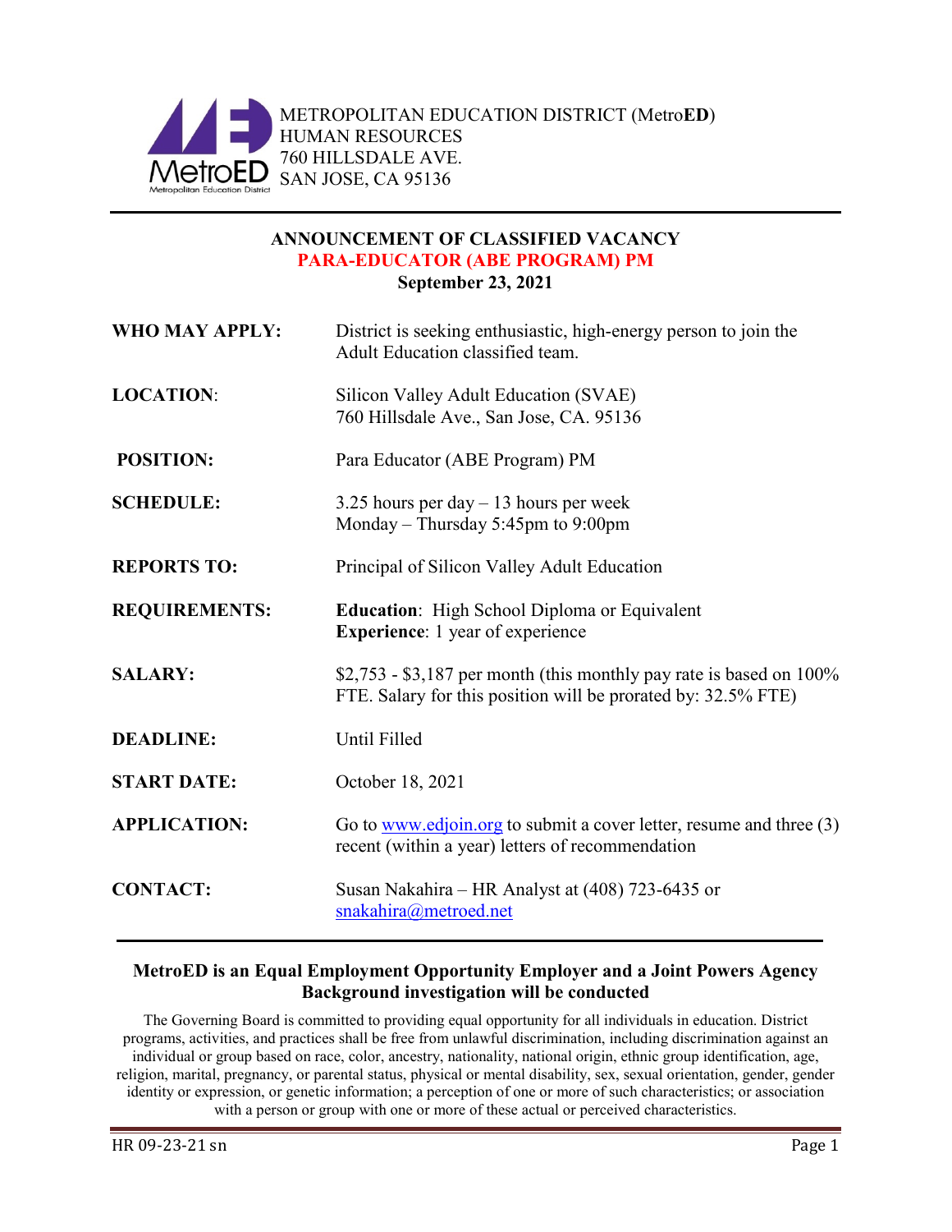METROPOLITAN EDUCATION DISTRICT (Metro**ED**)
HUMAN RESOURCES
760 HILLSDALE AVE.
SAN JOSE, CA 95136

---

## ANNOUNCEMENT OF CLASSIFIED VACANCY
## PARA-EDUCATOR (ABE PROGRAM) PM
**September 23, 2021**

| | |
|---|---|
| **WHO MAY APPLY:** | District is seeking enthusiastic, high-energy person to join the Adult Education classified team. |
| **LOCATION:** | Silicon Valley Adult Education (SVAE)<br>760 Hillsdale Ave., San Jose, CA. 95136 |
| **POSITION:** | Para Educator (ABE Program) PM |
| **SCHEDULE:** | 3.25 hours per day – 13 hours per week<br>Monday – Thursday 5:45pm to 9:00pm |
| **REPORTS TO:** | Principal of Silicon Valley Adult Education |
| **REQUIREMENTS:** | **Education**: High School Diploma or Equivalent<br>**Experience**: 1 year of experience |
| **SALARY:** | $2,753 - $3,187 per month (this monthly pay rate is based on 100% FTE. Salary for this position will be prorated by: 32.5% FTE) |
| **DEADLINE:** | Until Filled |
| **START DATE:** | October 18, 2021 |
| **APPLICATION:** | Go to www.edjoin.org to submit a cover letter, resume and three (3) recent (within a year) letters of recommendation |
| **CONTACT:** | Susan Nakahira – HR Analyst at (408) 723-6435 or snakahira@metroed.net |

---

**MetroED is an Equal Employment Opportunity Employer and a Joint Powers Agency**
**Background investigation will be conducted**

The Governing Board is committed to providing equal opportunity for all individuals in education. District programs, activities, and practices shall be free from unlawful discrimination, including discrimination against an individual or group based on race, color, ancestry, nationality, national origin, ethnic group identification, age, religion, marital, pregnancy, or parental status, physical or mental disability, sex, sexual orientation, gender, gender identity or expression, or genetic information; a perception of one or more of such characteristics; or association with a person or group with one or more of these actual or perceived characteristics.

HR 09-23-21 sn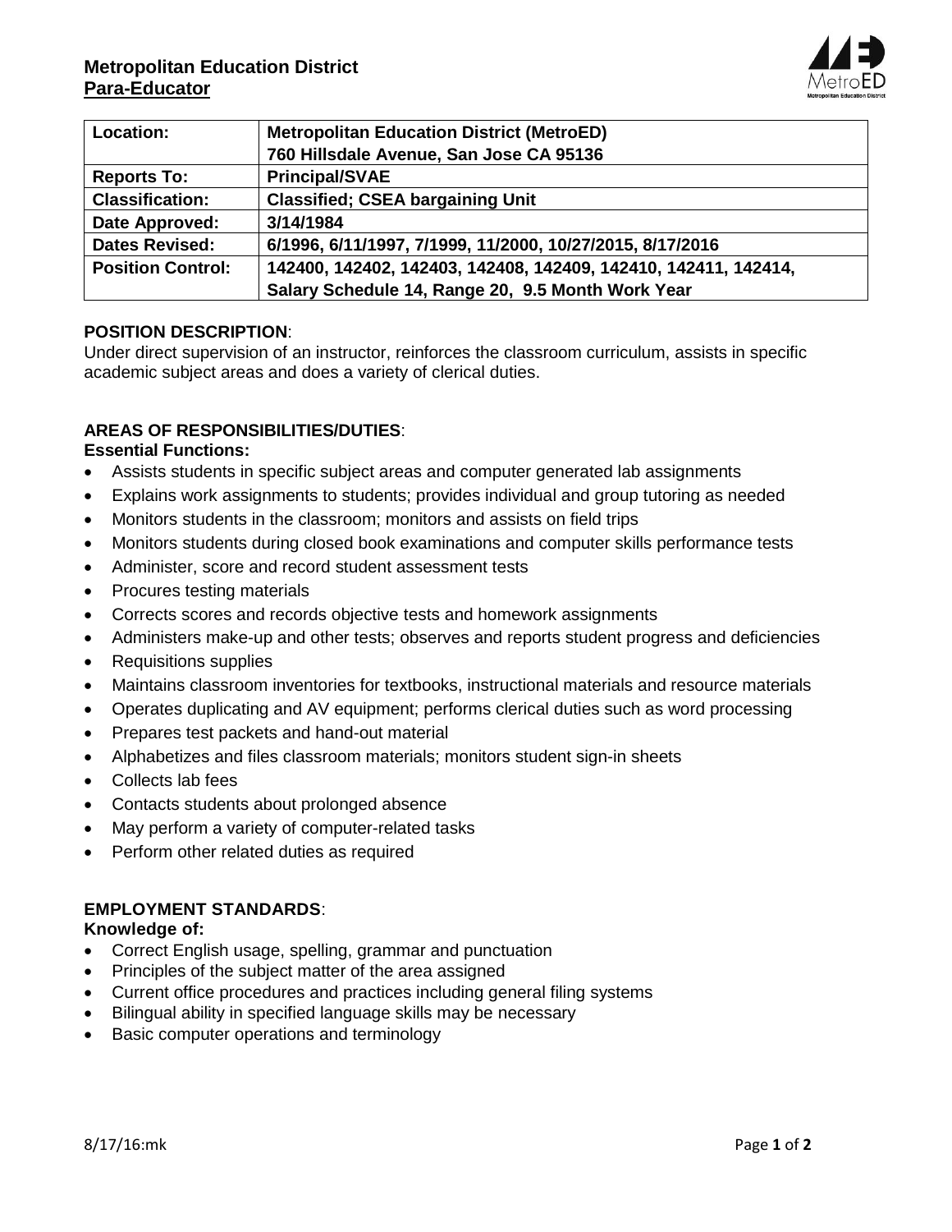**Metropolitan Education District**
**Para-Educator**

| Location: | Metropolitan Education District (MetroED) 760 Hillsdale Avenue, San Jose CA 95136 |
|---|---|
| Reports To: | Principal/SVAE |
| Classification: | Classified; CSEA bargaining Unit |
| Date Approved: | 3/14/1984 |
| Dates Revised: | 6/1996, 6/11/1997, 7/1999, 11/2000, 10/27/2015, 8/17/2016 |
| Position Control: | 142400, 142402, 142403, 142408, 142409, 142410, 142411, 142414, Salary Schedule 14, Range 20, 9.5 Month Work Year |

**POSITION DESCRIPTION**:

Under direct supervision of an instructor, reinforces the classroom curriculum, assists in specific academic subject areas and does a variety of clerical duties.

**AREAS OF RESPONSIBILITIES/DUTIES**:

**Essential Functions:**

- Assists students in specific subject areas and computer generated lab assignments
- Explains work assignments to students; provides individual and group tutoring as needed
- Monitors students in the classroom; monitors and assists on field trips
- Monitors students during closed book examinations and computer skills performance tests
- Administer, score and record student assessment tests
- Procures testing materials
- Corrects scores and records objective tests and homework assignments
- Administers make-up and other tests; observes and reports student progress and deficiencies
- Requisitions supplies
- Maintains classroom inventories for textbooks, instructional materials and resource materials
- Operates duplicating and AV equipment; performs clerical duties such as word processing
- Prepares test packets and hand-out material
- Alphabetizes and files classroom materials; monitors student sign-in sheets
- Collects lab fees
- Contacts students about prolonged absence
- May perform a variety of computer-related tasks
- Perform other related duties as required

**EMPLOYMENT STANDARDS**:

**Knowledge of:**

- Correct English usage, spelling, grammar and punctuation
- Principles of the subject matter of the area assigned
- Current office procedures and practices including general filing systems
- Bilingual ability in specified language skills may be necessary
- Basic computer operations and terminology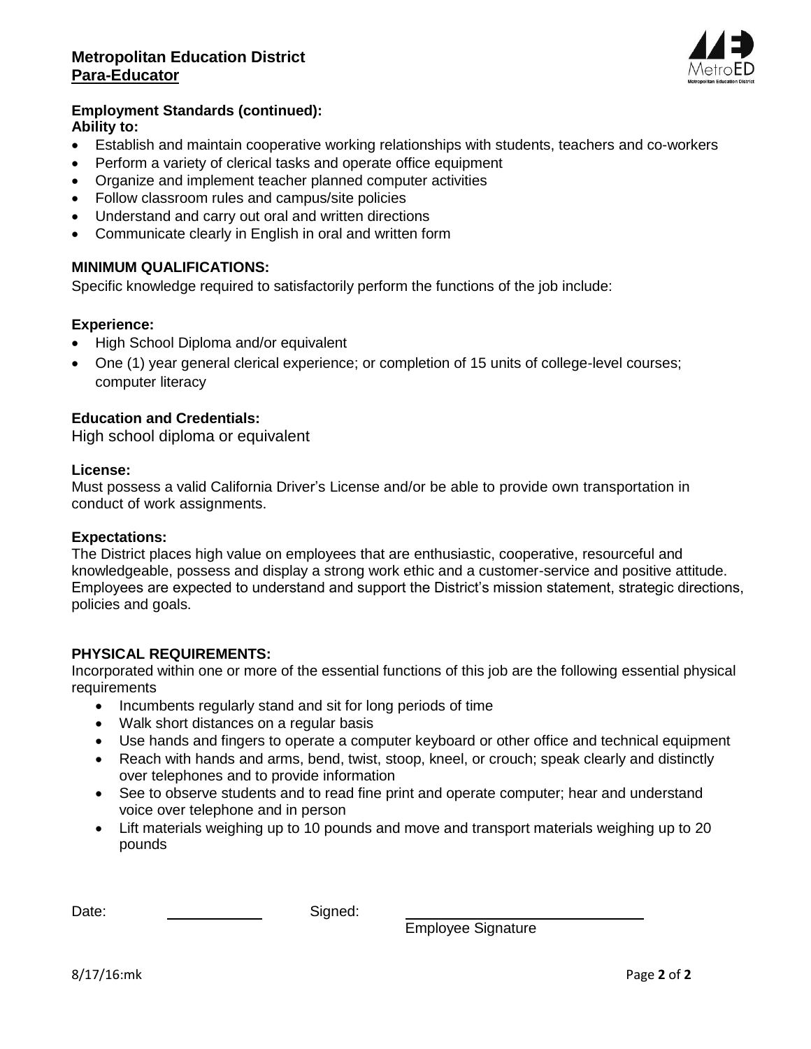**Metropolitan Education District**
**Para-Educator**

**Employment Standards (continued):**
**Ability to:**

- Establish and maintain cooperative working relationships with students, teachers and co-workers
- Perform a variety of clerical tasks and operate office equipment
- Organize and implement teacher planned computer activities
- Follow classroom rules and campus/site policies
- Understand and carry out oral and written directions
- Communicate clearly in English in oral and written form

**MINIMUM QUALIFICATIONS:**
Specific knowledge required to satisfactorily perform the functions of the job include:

**Experience:**

- High School Diploma and/or equivalent
- One (1) year general clerical experience; or completion of 15 units of college-level courses; computer literacy

**Education and Credentials:**
High school diploma or equivalent

**License:**
Must possess a valid California Driver's License and/or be able to provide own transportation in conduct of work assignments.

**Expectations:**
The District places high value on employees that are enthusiastic, cooperative, resourceful and knowledgeable, possess and display a strong work ethic and a customer-service and positive attitude. Employees are expected to understand and support the District's mission statement, strategic directions, policies and goals.

**PHYSICAL REQUIREMENTS:**
Incorporated within one or more of the essential functions of this job are the following essential physical requirements

- Incumbents regularly stand and sit for long periods of time
- Walk short distances on a regular basis
- Use hands and fingers to operate a computer keyboard or other office and technical equipment
- Reach with hands and arms, bend, twist, stoop, kneel, or crouch; speak clearly and distinctly over telephones and to provide information
- See to observe students and to read fine print and operate computer; hear and understand voice over telephone and in person
- Lift materials weighing up to 10 pounds and move and transport materials weighing up to 20 pounds

Date: ____________ Signed: ______________________________
Employee Signature

8/17/16:mk